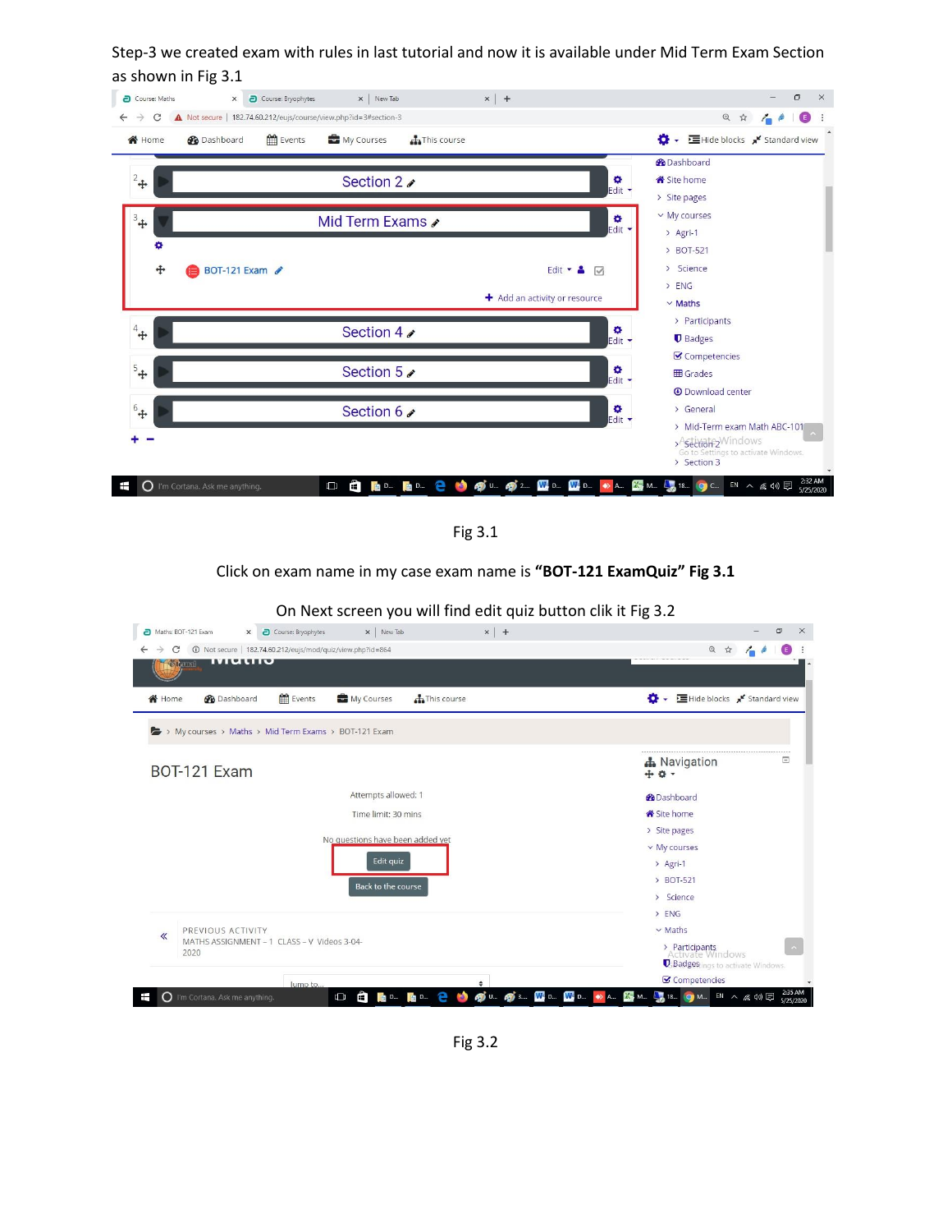Step-3 we created exam with rules in last tutorial and now it is available under Mid Term Exam Section as shown in Fig 3.1

Fig 3.1

Click on exam name in my case exam name is **“BOT-121 ExamQuiz” Fig 3.1**

On Next screen you will find edit quiz button clik it Fig 3.2

Fig 3.2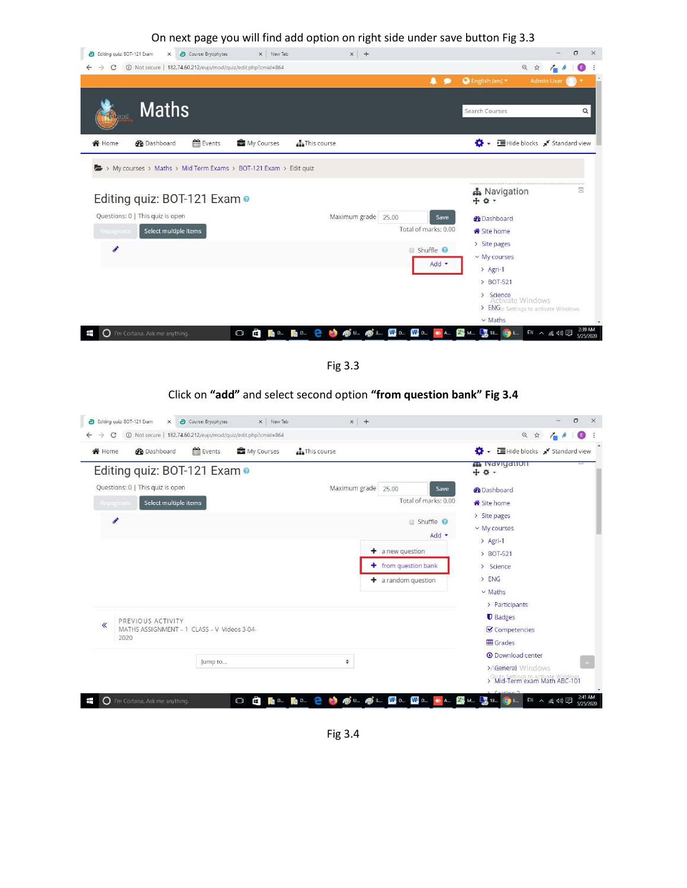On next page you will find add option on right side under save button Fig 3.3

Fig 3.3

Click on **"add"** and select second option **"from question bank"** Fig 3.4

Fig 3.4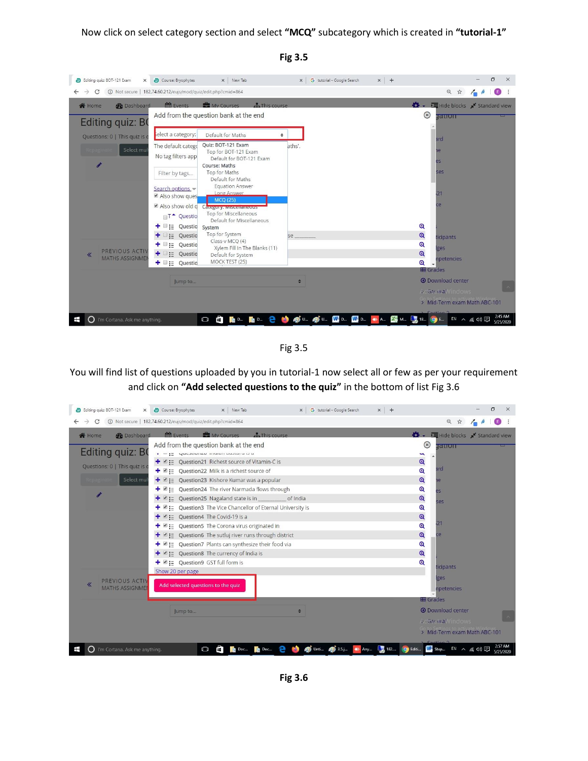Now click on select category section and select **"MCQ"** subcategory which is created in **"tutorial-1"**

**Fig 3.5**

Fig 3.5

You will find list of questions uploaded by you in tutorial-1 now select all or few as per your requirement and click on **"Add selected questions to the quiz"** in the bottom of list Fig 3.6

**Fig 3.6**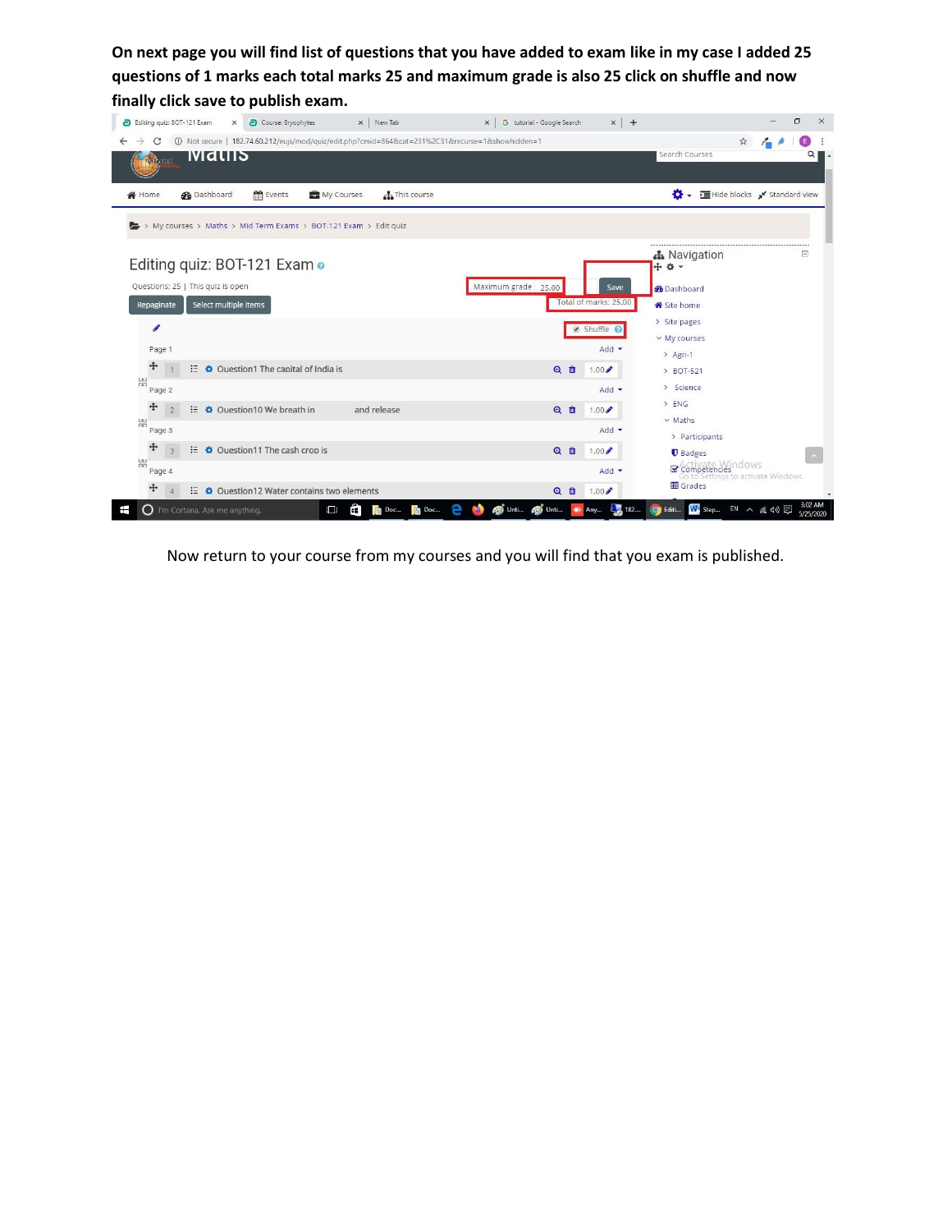**On next page you will find list of questions that you have added to exam like in my case I added 25 questions of 1 marks each total marks 25 and maximum grade is also 25 click on shuffle and now finally click save to publish exam.**

Now return to your course from my courses and you will find that you exam is published.